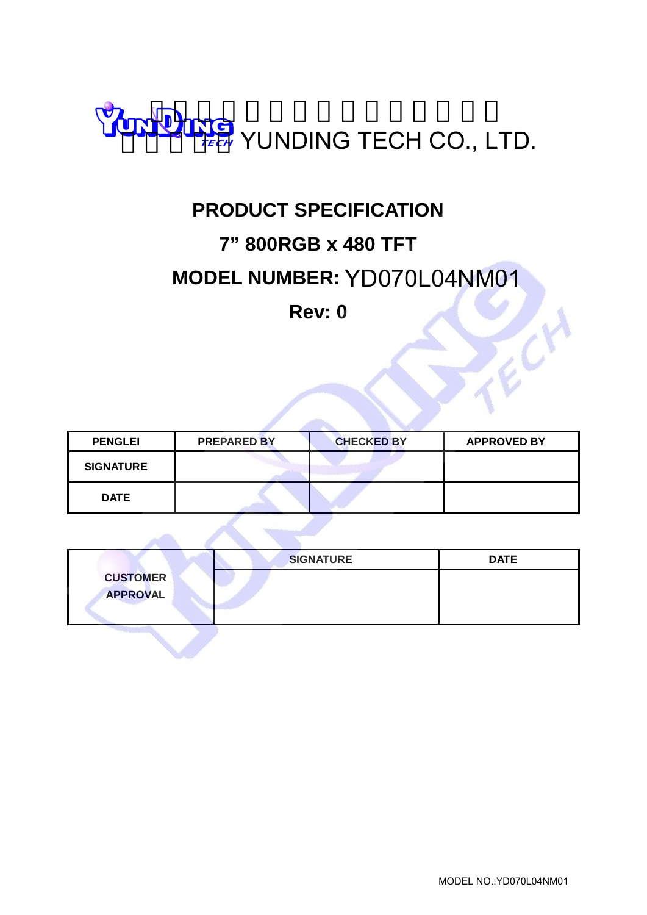YUNDING TECH CO., LTD.

# PRODUCT SPECIFICATION

## 7” 800RGB x 480 TFT

## MODEL NUMBER: YD070L04NM01

## Rev: 0

| PENGLEI | PREPARED BY | CHECKED BY | APPROVED BY |
|---|---|---|---|
| SIGNATURE | | | |
| DATE | | | |

| | SIGNATURE | DATE |
|---|---|---|
| CUSTOMER APPROVAL | | |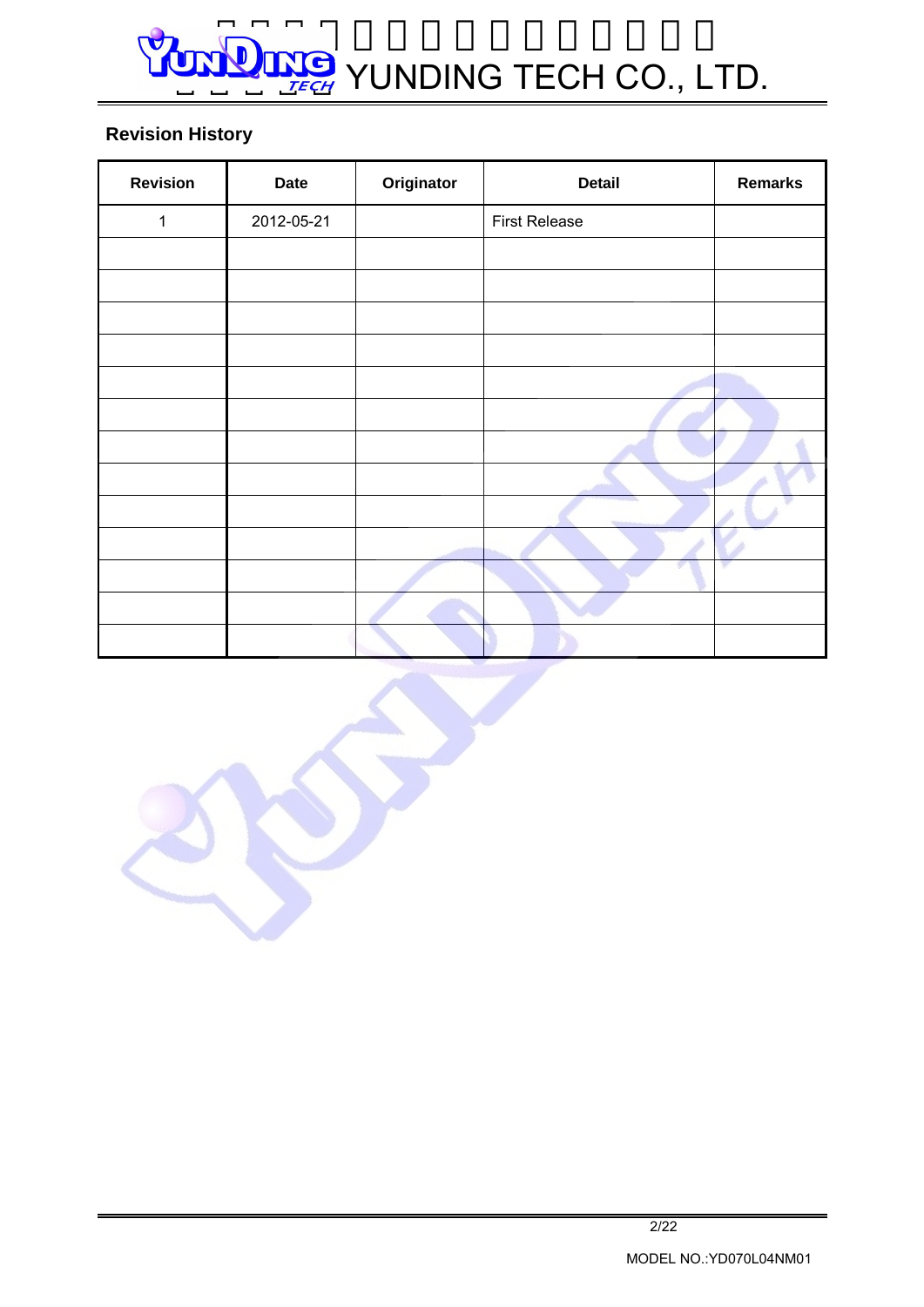## Revision History

| Revision | Date | Originator | Detail | Remarks |
|---|---|---|---|---|
| 1 | 2012-05-21 | | First Release | |
| | | | | |
| | | | | |
| | | | | |
| | | | | |
| | | | | |
| | | | | |
| | | | | |
| | | | | |
| | | | | |
| | | | | |
| | | | | |
| | | | | |
| | | | | |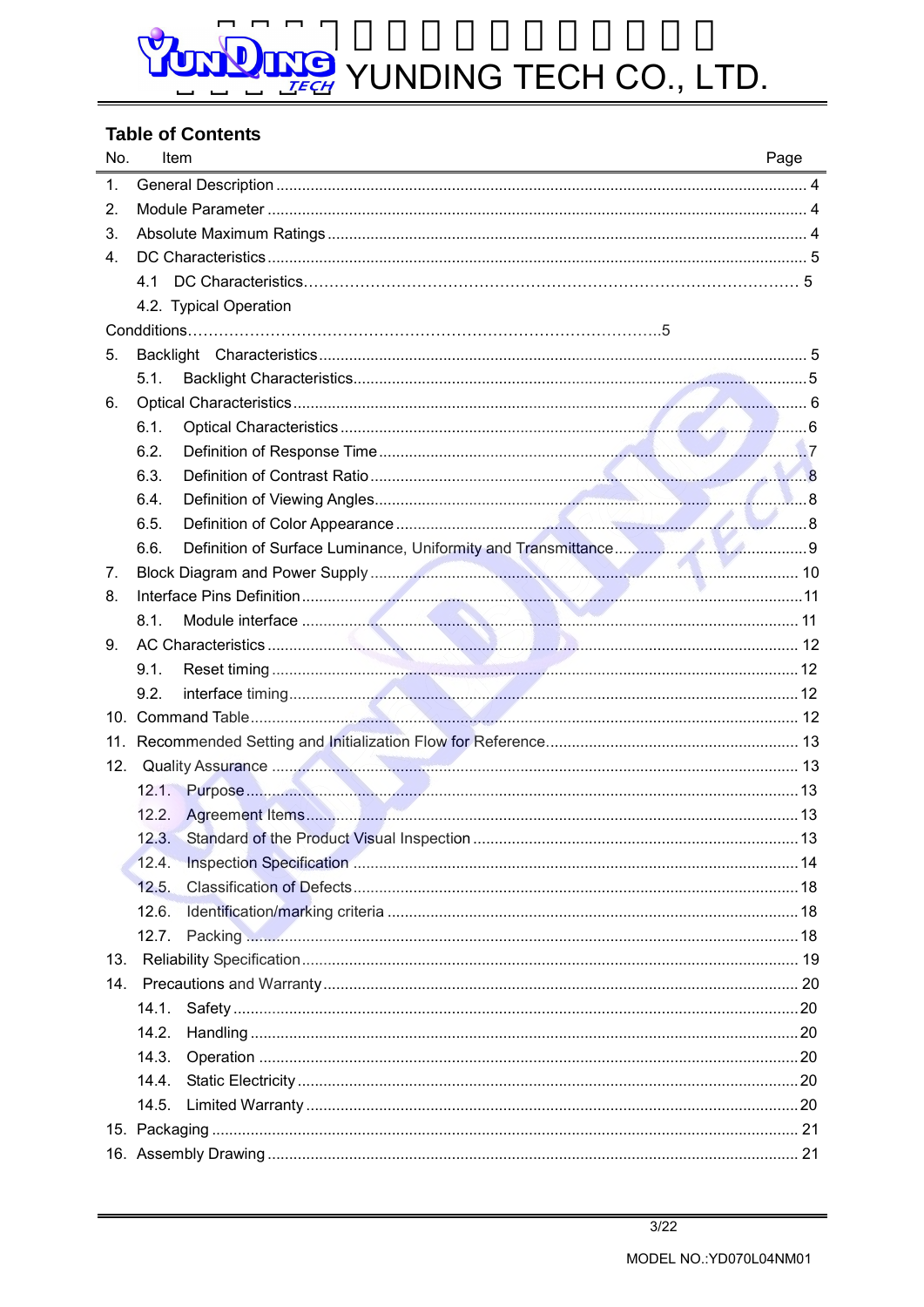## Table of Contents

| No. | Item | Page |
|---|---|---|
| 1. | General Description | 4 |
| 2. | Module Parameter | 4 |
| 3. | Absolute Maximum Ratings | 4 |
| 4. | DC Characteristics | 5 |
| | 4.1 DC Characteristics | 5 |
| | 4.2. Typical Operation Condditions | 5 |
| 5. | Backlight Characteristics | 5 |
| | 5.1. Backlight Characteristics | 5 |
| 6. | Optical Characteristics | 6 |
| | 6.1. Optical Characteristics | 6 |
| | 6.2. Definition of Response Time | 7 |
| | 6.3. Definition of Contrast Ratio | 8 |
| | 6.4. Definition of Viewing Angles | 8 |
| | 6.5. Definition of Color Appearance | 8 |
| | 6.6. Definition of Surface Luminance, Uniformity and Transmittance | 9 |
| 7. | Block Diagram and Power Supply | 10 |
| 8. | Interface Pins Definition | 11 |
| | 8.1. Module interface | 11 |
| 9. | AC Characteristics | 12 |
| | 9.1. Reset timing | 12 |
| | 9.2. interface timing | 12 |
| 10. | Command Table | 12 |
| 11. | Recommended Setting and Initialization Flow for Reference | 13 |
| 12. | Quality Assurance | 13 |
| | 12.1. Purpose | 13 |
| | 12.2. Agreement Items | 13 |
| | 12.3. Standard of the Product Visual Inspection | 13 |
| | 12.4. Inspection Specification | 14 |
| | 12.5. Classification of Defects | 18 |
| | 12.6. Identification/marking criteria | 18 |
| | 12.7. Packing | 18 |
| 13. | Reliability Specification | 19 |
| 14. | Precautions and Warranty | 20 |
| | 14.1. Safety | 20 |
| | 14.2. Handling | 20 |
| | 14.3. Operation | 20 |
| | 14.4. Static Electricity | 20 |
| | 14.5. Limited Warranty | 20 |
| 15. | Packaging | 21 |
| 16. | Assembly Drawing | 21 |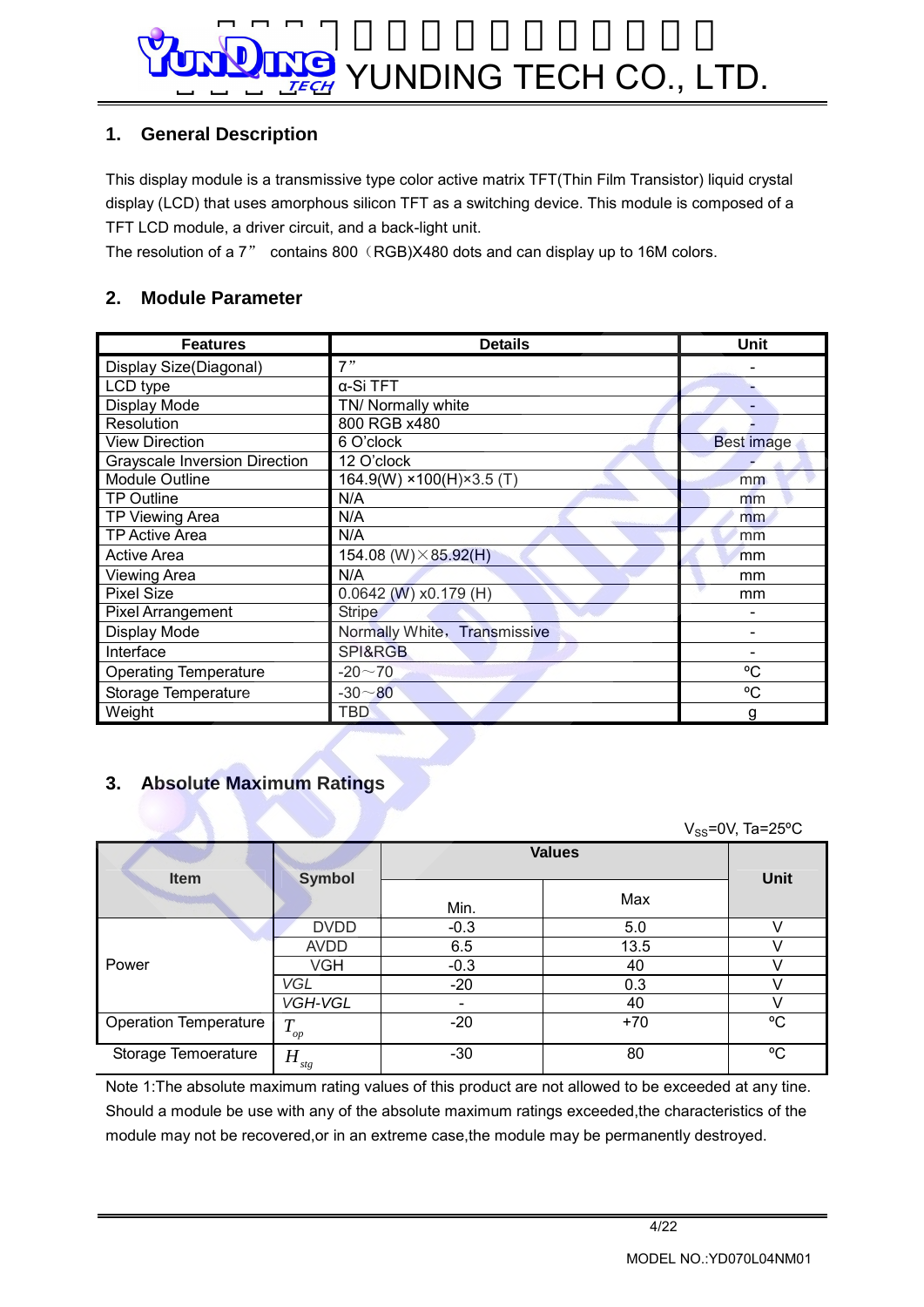## 1. General Description

This display module is a transmissive type color active matrix TFT(Thin Film Transistor) liquid crystal display (LCD) that uses amorphous silicon TFT as a switching device. This module is composed of a TFT LCD module, a driver circuit, and a back-light unit.

The resolution of a 7" contains 800（RGB)X480 dots and can display up to 16M colors.

## 2. Module Parameter

| Features | Details | Unit |
|---|---|---|
| Display Size(Diagonal) | 7" | - |
| LCD type | α-Si TFT | - |
| Display Mode | TN/ Normally white | - |
| Resolution | 800 RGB x480 | - |
| View Direction | 6 O'clock | Best image |
| Grayscale Inversion Direction | 12 O'clock | - |
| Module Outline | 164.9(W) ×100(H)×3.5 (T) | mm |
| TP Outline | N/A | mm |
| TP Viewing Area | N/A | mm |
| TP Active Area | N/A | mm |
| Active Area | 154.08 (W)×85.92(H) | mm |
| Viewing Area | N/A | mm |
| Pixel Size | 0.0642 (W) x0.179 (H) | mm |
| Pixel Arrangement | Stripe | - |
| Display Mode | Normally White，Transmissive | - |
| Interface | SPI&RGB | - |
| Operating Temperature | -20～70 | ºC |
| Storage Temperature | -30～80 | ºC |
| Weight | TBD | g |

## 3. Absolute Maximum Ratings

$V_{SS}$=0V, Ta=25ºC

| Item | Symbol | Values | | Unit |
|---|---|---|---|---|
| | | Min. | Max | |
| Power | DVDD | -0.3 | 5.0 | V |
| | AVDD | 6.5 | 13.5 | V |
| | VGH | -0.3 | 40 | V |
| | VGL | -20 | 0.3 | V |
| | VGH-VGL | - | 40 | V |
| Operation Temperature | $T_{op}$ | -20 | +70 | ºC |
| Storage Temoerature | $H_{stg}$ | -30 | 80 | ºC |

Note 1:The absolute maximum rating values of this product are not allowed to be exceeded at any tine. Should a module be use with any of the absolute maximum ratings exceeded,the characteristics of the module may not be recovered,or in an extreme case,the module may be permanently destroyed.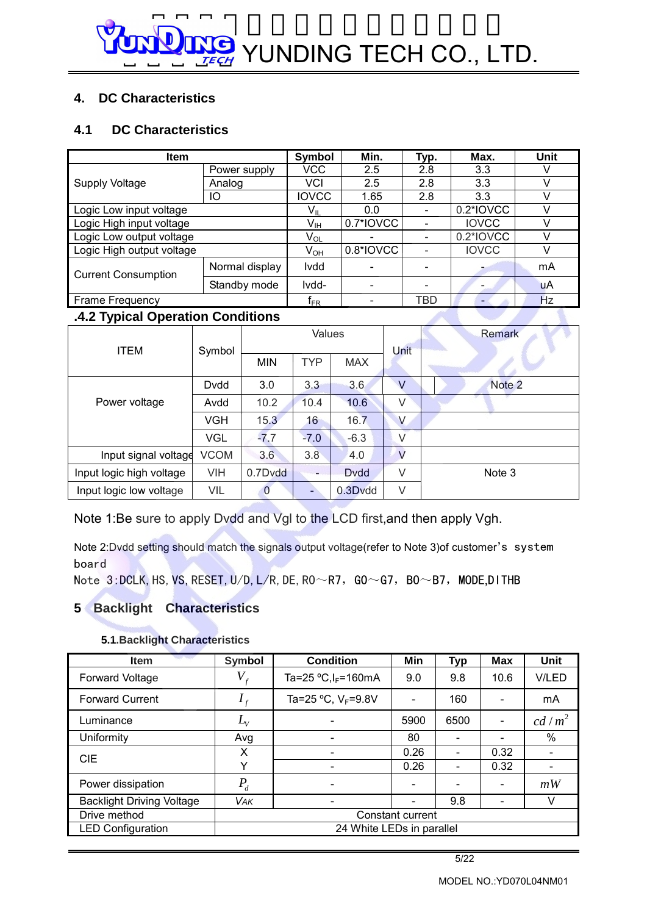## 4. DC Characteristics

### 4.1 DC Characteristics

| Item | | Symbol | Min. | Typ. | Max. | Unit |
|---|---|---|---|---|---|---|
| Supply Voltage | Power supply | VCC | 2.5 | 2.8 | 3.3 | V |
| | Analog | VCI | 2.5 | 2.8 | 3.3 | V |
| | IO | IOVCC | 1.65 | 2.8 | 3.3 | V |
| Logic Low input voltage | | $V_{IL}$ | 0.0 | - | 0.2*IOVCC | V |
| Logic High input voltage | | $V_{IH}$ | 0.7*IOVCC | - | IOVCC | V |
| Logic Low output voltage | | $V_{OL}$ | - | - | 0.2*IOVCC | V |
| Logic High output voltage | | $V_{OH}$ | 0.8*IOVCC | - | IOVCC | V |
| Current Consumption | Normal display | Ivdd | - | - | - | mA |
| | Standby mode | Ivdd- | - | - | - | uA |
| Frame Frequency | | $f_{FR}$ | - | TBD | - | Hz |

### .4.2 Typical Operation Conditions

| ITEM | Symbol | Values | | | Unit | Remark |
|---|---|---|---|---|---|---|
| | | MIN | TYP | MAX | | |
| Power voltage | Dvdd | 3.0 | 3.3 | 3.6 | V | Note 2 |
| | Avdd | 10.2 | 10.4 | 10.6 | V | |
| | VGH | 15.3 | 16 | 16.7 | V | |
| | VGL | -7.7 | -7.0 | -6.3 | V | |
| Input signal voltage | VCOM | 3.6 | 3.8 | 4.0 | V | |
| Input logic high voltage | VIH | 0.7Dvdd | - | Dvdd | V | Note 3 |
| Input logic low voltage | VIL | 0 | - | 0.3Dvdd | V | |

Note 1:Be sure to apply Dvdd and Vgl to the LCD first,and then apply Vgh.

Note 2:Dvdd setting should match the signals output voltage(refer to Note 3)of customer's system board

Note 3:DCLK, HS, VS, RESET, U/D, L/R, DE, R0～R7，G0～G7，B0～B7，MODE,DITHB

## 5 Backlight Characteristics

### 5.1.Backlight Characteristics

| Item | Symbol | Condition | Min | Typ | Max | Unit |
|---|---|---|---|---|---|---|
| Forward Voltage | $V_f$ | Ta=25 ºC,$I_F$=160mA | 9.0 | 9.8 | 10.6 | V/LED |
| Forward Current | $I_f$ | Ta=25 ºC, $V_F$=9.8V | - | 160 | - | mA |
| Luminance | $L_V$ | - | 5900 | 6500 | - | $cd/m^2$ |
| Uniformity | Avg | - | 80 | - | - | % |
| CIE | X | - | 0.26 | - | 0.32 | - |
| | Y | - | 0.26 | - | 0.32 | - |
| Power dissipation | $P_d$ | - | - | - | - | $mW$ |
| Backlight Driving Voltage | VAK | - | - | 9.8 | - | V |
| Drive method | Constant current | | | | | |
| LED Configuration | 24 White LEDs in parallel | | | | | |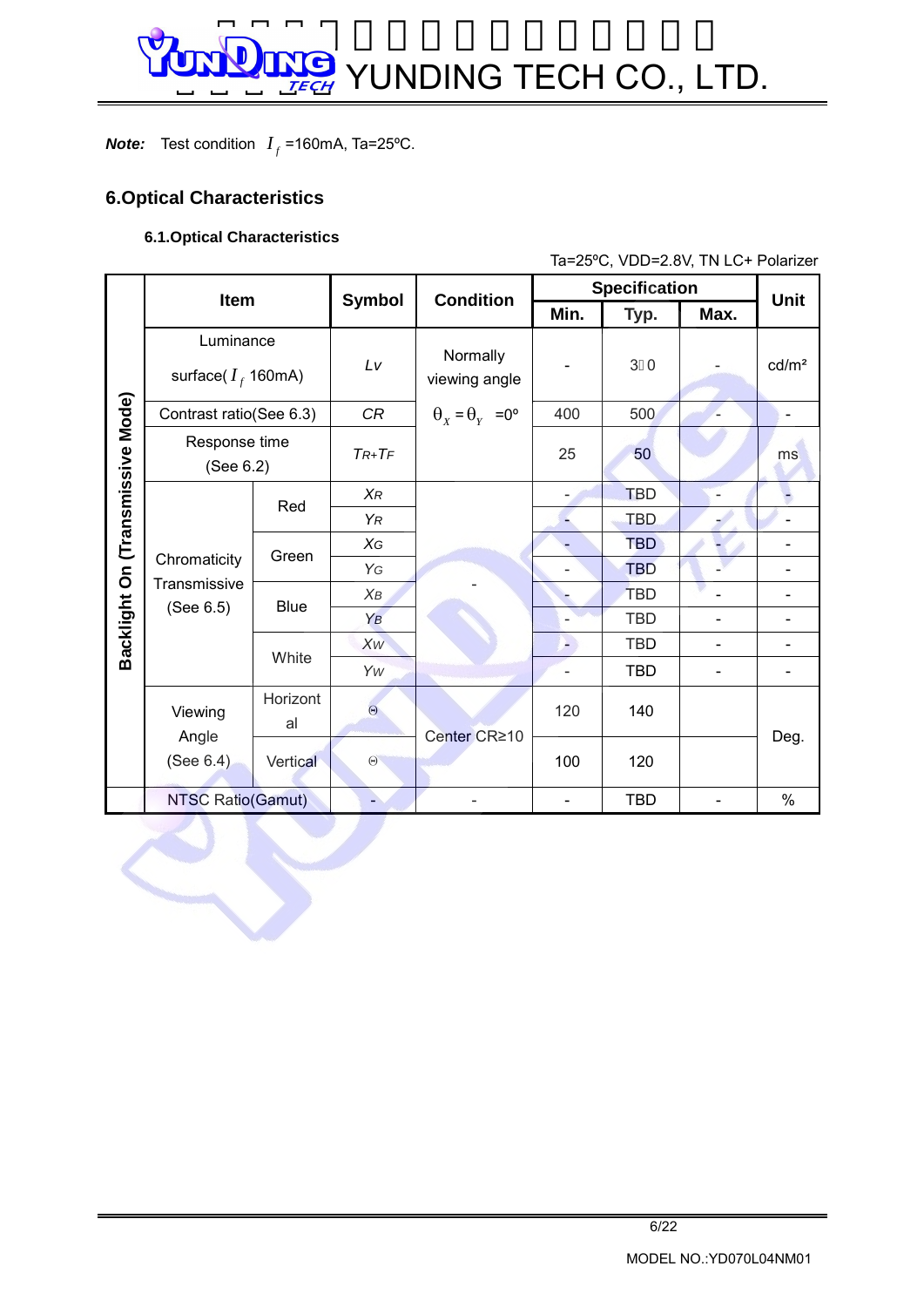**Note:** Test condition $I_f$ =160mA, Ta=25ºC.

## 6.Optical Characteristics

### 6.1.Optical Characteristics

Ta=25ºC, VDD=2.8V, TN LC+ Polarizer

| | Item | | Symbol | Condition | Specification | | | Unit |
|---|---|---|---|---|---|---|---|---|
| | | | | | Min. | Typ. | Max. | |
| Backlight On (Transmissive Mode) | Luminance surface( $I_f$ 160mA) | | *Lv* | Normally viewing angle $\theta_X = \theta_Y$ =0º | - | 3�0 | - | cd/m² |
| | Contrast ratio(See 6.3) | | *CR* | | 400 | 500 | - | - |
| | Response time (See 6.2) | | *TR+TF* | | 25 | 50 | | ms |
| | Chromaticity Transmissive (See 6.5) | Red | *XR* | - | - | TBD | - | - |
| | | | *YR* | | - | TBD | - | - |
| | | Green | *XG* | | - | TBD | - | - |
| | | | *YG* | | - | TBD | - | - |
| | | Blue | *XB* | | - | TBD | - | - |
| | | | *YB* | | - | TBD | - | - |
| | | White | *XW* | | - | TBD | - | - |
| | | | *YW* | | - | TBD | - | - |
| | Viewing Angle (See 6.4) | Horizontal | Θ | Center CR≥10 | 120 | 140 | | Deg. |
| | | Vertical | Θ | | 100 | 120 | | |
| | NTSC Ratio(Gamut) | | - | - | - | TBD | - | % |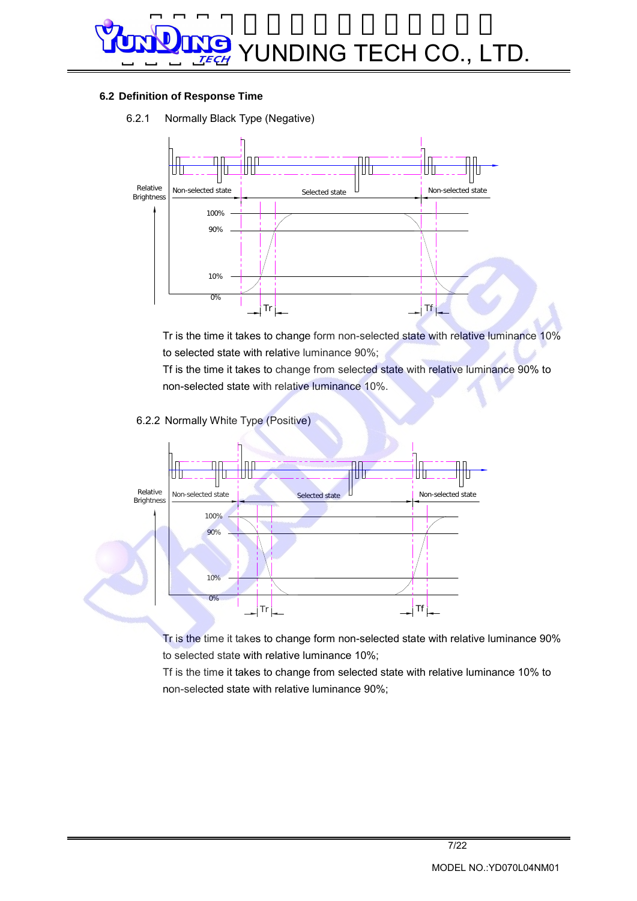### 6.2 Definition of Response Time

6.2.1 Normally Black Type (Negative)

Tr is the time it takes to change form non-selected state with relative luminance 10% to selected state with relative luminance 90%;

Tf is the time it takes to change from selected state with relative luminance 90% to non-selected state with relative luminance 10%.

6.2.2 Normally White Type (Positive)

Tr is the time it takes to change form non-selected state with relative luminance 90% to selected state with relative luminance 10%;

Tf is the time it takes to change from selected state with relative luminance 10% to non-selected state with relative luminance 90%;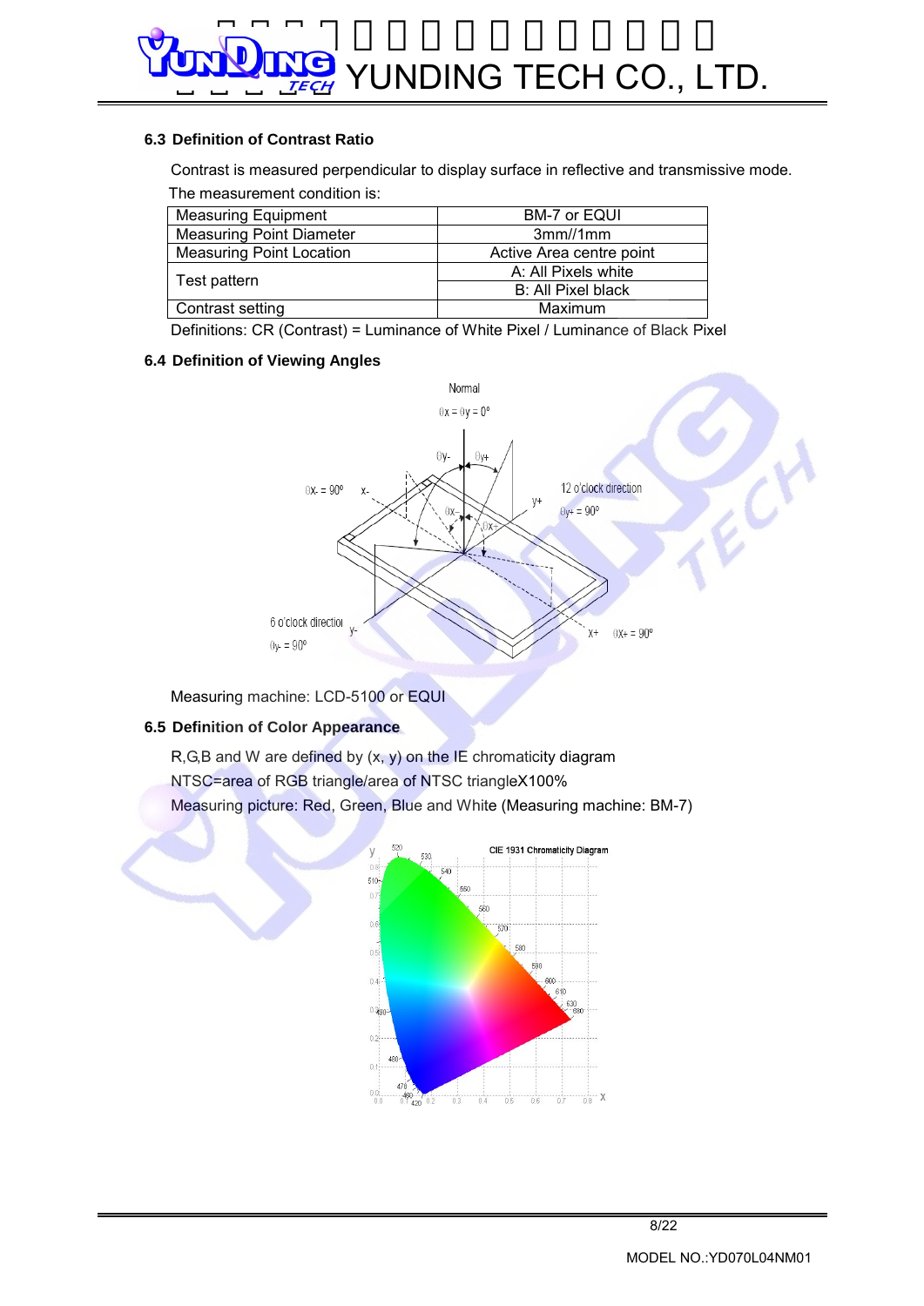### 6.3 Definition of Contrast Ratio

Contrast is measured perpendicular to display surface in reflective and transmissive mode.

The measurement condition is:

| Measuring Equipment | BM-7 or EQUI |
|---|---|
| Measuring Point Diameter | 3mm//1mm |
| Measuring Point Location | Active Area centre point |
| Test pattern | A: All Pixels white |
| | B: All Pixel black |
| Contrast setting | Maximum |

Definitions: CR (Contrast) = Luminance of White Pixel / Luminance of Black Pixel

### 6.4 Definition of Viewing Angles

Measuring machine: LCD-5100 or EQUI

### 6.5 Definition of Color Appearance

R,G,B and W are defined by (x, y) on the IE chromaticity diagram

NTSC=area of RGB triangle/area of NTSC triangleX100%

Measuring picture: Red, Green, Blue and White (Measuring machine: BM-7)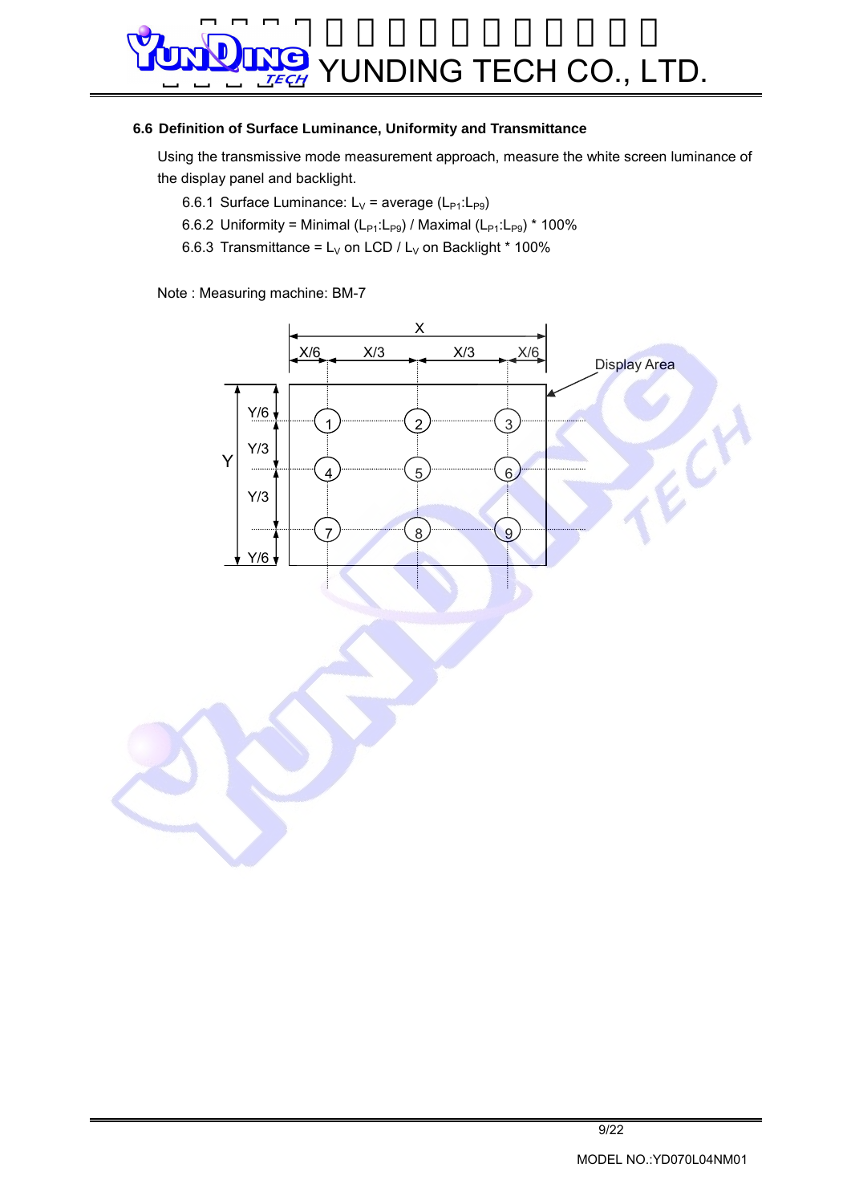### 6.6 Definition of Surface Luminance, Uniformity and Transmittance

Using the transmissive mode measurement approach, measure the white screen luminance of the display panel and backlight.

6.6.1 Surface Luminance: $L_V$ = average ($L_{P1}$:$L_{P9}$)

6.6.2 Uniformity = Minimal ($L_{P1}$:$L_{P9}$) / Maximal ($L_{P1}$:$L_{P9}$) * 100%

6.6.3 Transmittance = $L_V$ on LCD / $L_V$ on Backlight * 100%

Note : Measuring machine: BM-7

X

X/6 X/3 X/3 X/6

Display Area

Y Y/6 Y/3 Y/3 Y/6

1 2 3 4 5 6 7 8 9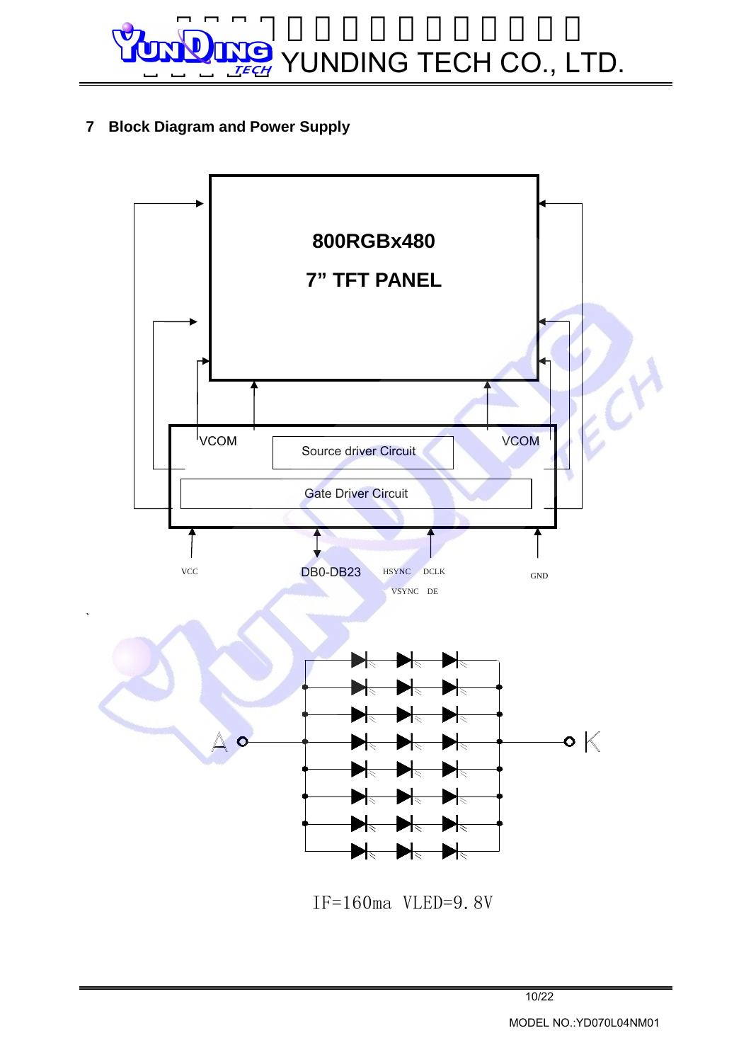## 7 Block Diagram and Power Supply

800RGBx480

7" TFT PANEL

VCOM

Source driver Circuit

VCOM

Gate Driver Circuit

VCC

DB0-DB23

HSYNC DCLK

VSYNC DE

GND

A

K

IF=160ma VLED=9.8V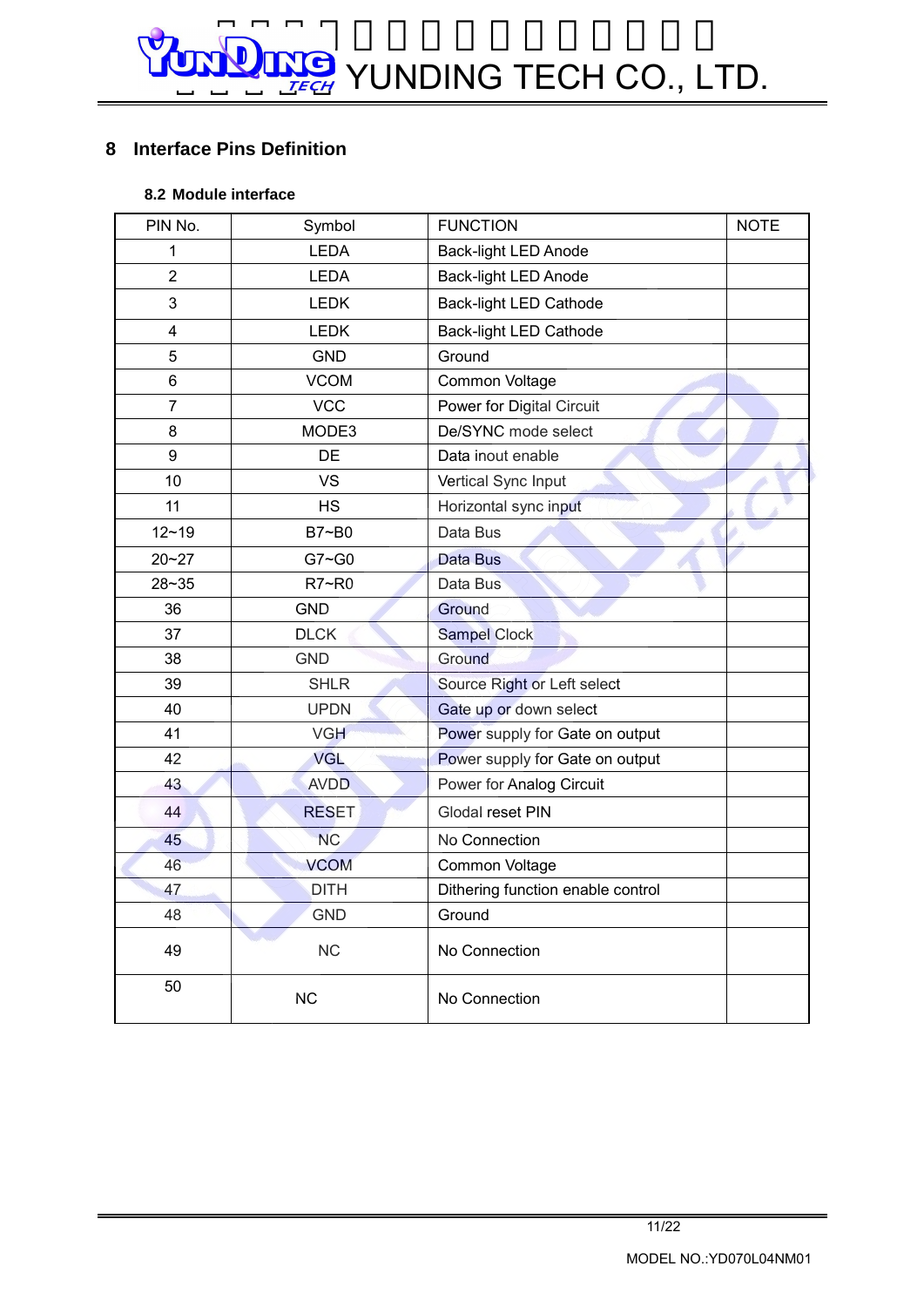## 8 Interface Pins Definition

### 8.2 Module interface

| PIN No. | Symbol | FUNCTION | NOTE |
|---|---|---|---|
| 1 | LEDA | Back-light LED Anode | |
| 2 | LEDA | Back-light LED Anode | |
| 3 | LEDK | Back-light LED Cathode | |
| 4 | LEDK | Back-light LED Cathode | |
| 5 | GND | Ground | |
| 6 | VCOM | Common Voltage | |
| 7 | VCC | Power for Digital Circuit | |
| 8 | MODE3 | De/SYNC mode select | |
| 9 | DE | Data inout enable | |
| 10 | VS | Vertical Sync Input | |
| 11 | HS | Horizontal sync input | |
| 12~19 | B7~B0 | Data Bus | |
| 20~27 | G7~G0 | Data Bus | |
| 28~35 | R7~R0 | Data Bus | |
| 36 | GND | Ground | |
| 37 | DLCK | Sampel Clock | |
| 38 | GND | Ground | |
| 39 | SHLR | Source Right or Left select | |
| 40 | UPDN | Gate up or down select | |
| 41 | VGH | Power supply for Gate on output | |
| 42 | VGL | Power supply for Gate on output | |
| 43 | AVDD | Power for Analog Circuit | |
| 44 | RESET | Glodal reset PIN | |
| 45 | NC | No Connection | |
| 46 | VCOM | Common Voltage | |
| 47 | DITH | Dithering function enable control | |
| 48 | GND | Ground | |
| 49 | NC | No Connection | |
| 50 | NC | No Connection | |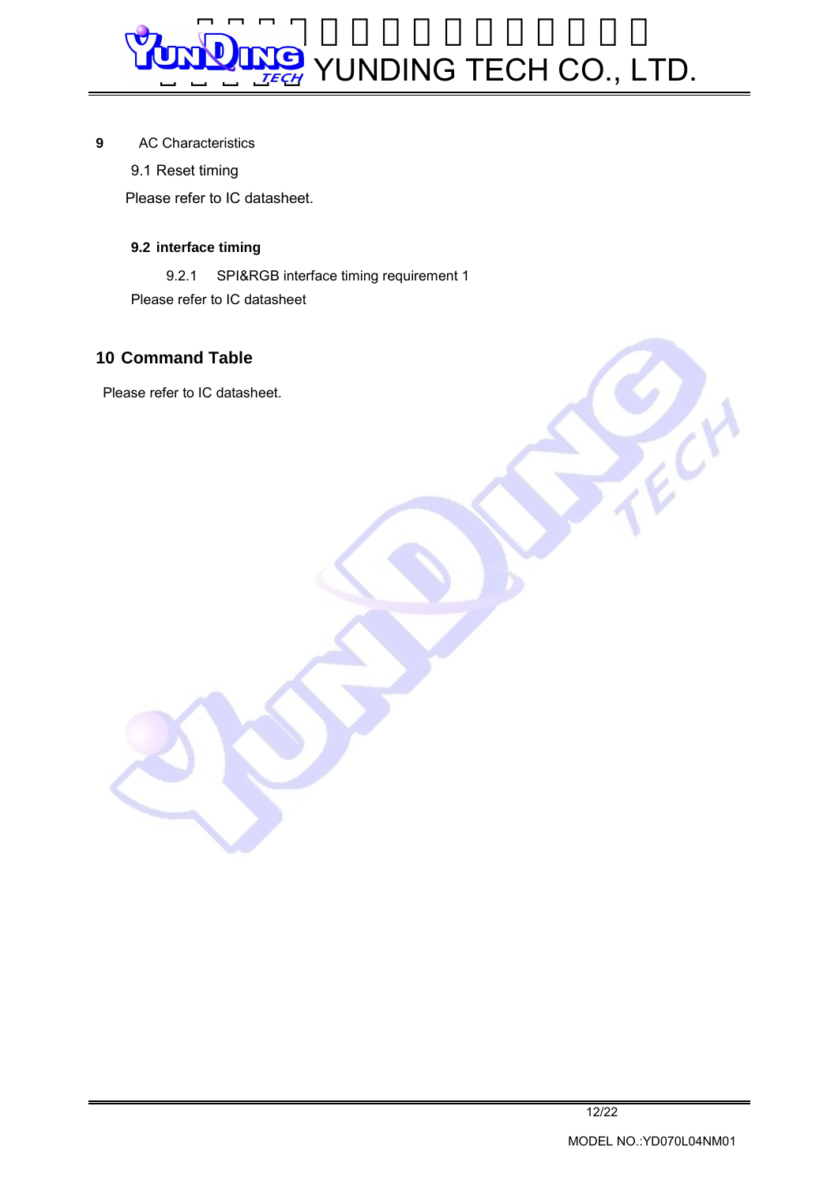## 9 AC Characteristics

### 9.1 Reset timing

Please refer to IC datasheet.

### 9.2 interface timing

#### 9.2.1 SPI&RGB interface timing requirement 1

Please refer to IC datasheet

## 10 Command Table

Please refer to IC datasheet.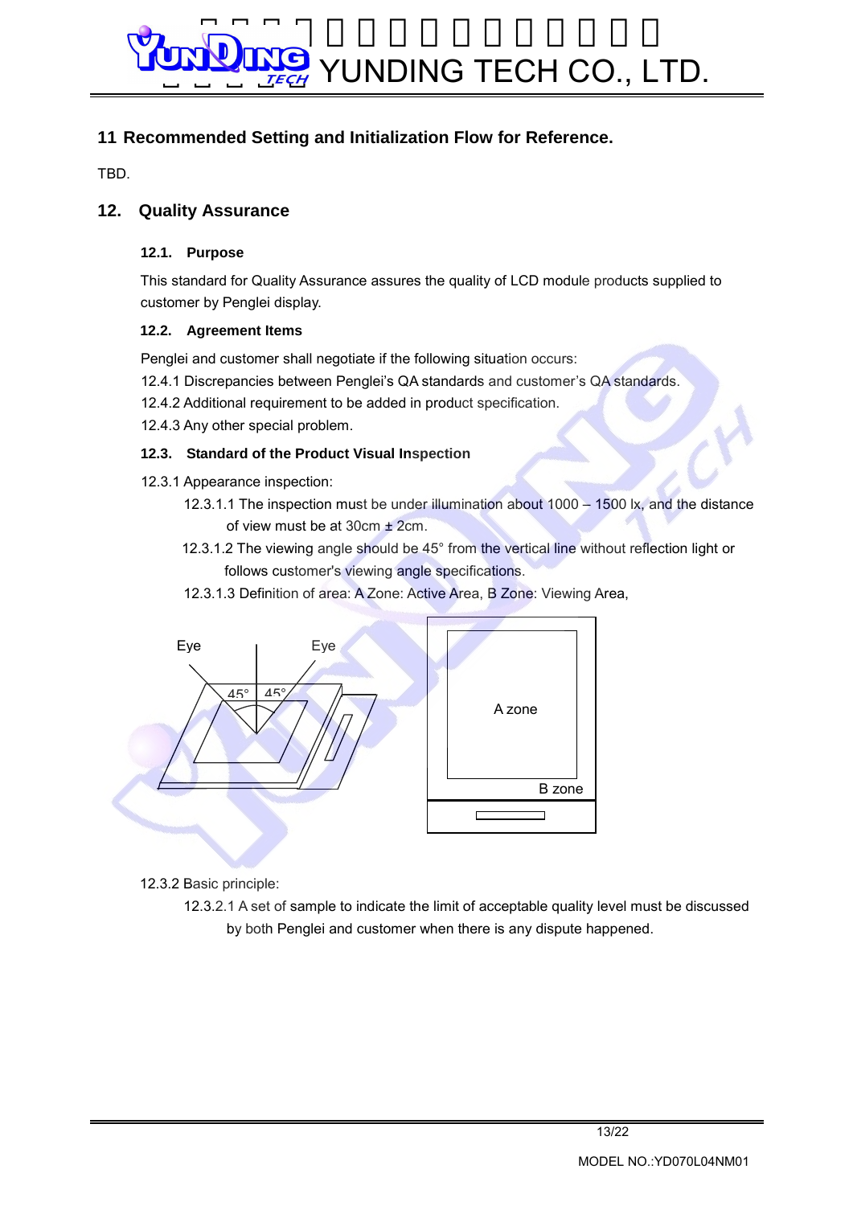## 11 Recommended Setting and Initialization Flow for Reference.

TBD.

## 12. Quality Assurance

### 12.1. Purpose

This standard for Quality Assurance assures the quality of LCD module products supplied to customer by Penglei display.

### 12.2. Agreement Items

Penglei and customer shall negotiate if the following situation occurs:

12.4.1 Discrepancies between Penglei's QA standards and customer's QA standards.

12.4.2 Additional requirement to be added in product specification.

12.4.3 Any other special problem.

### 12.3. Standard of the Product Visual Inspection

12.3.1 Appearance inspection:

12.3.1.1 The inspection must be under illumination about 1000 – 1500 lx, and the distance of view must be at 30cm ± 2cm.

12.3.1.2 The viewing angle should be 45° from the vertical line without reflection light or follows customer's viewing angle specifications.

12.3.1.3 Definition of area: A Zone: Active Area, B Zone: Viewing Area,

Eye Eye 45° 45°

A zone

B zone

12.3.2 Basic principle:

12.3.2.1 A set of sample to indicate the limit of acceptable quality level must be discussed by both Penglei and customer when there is any dispute happened.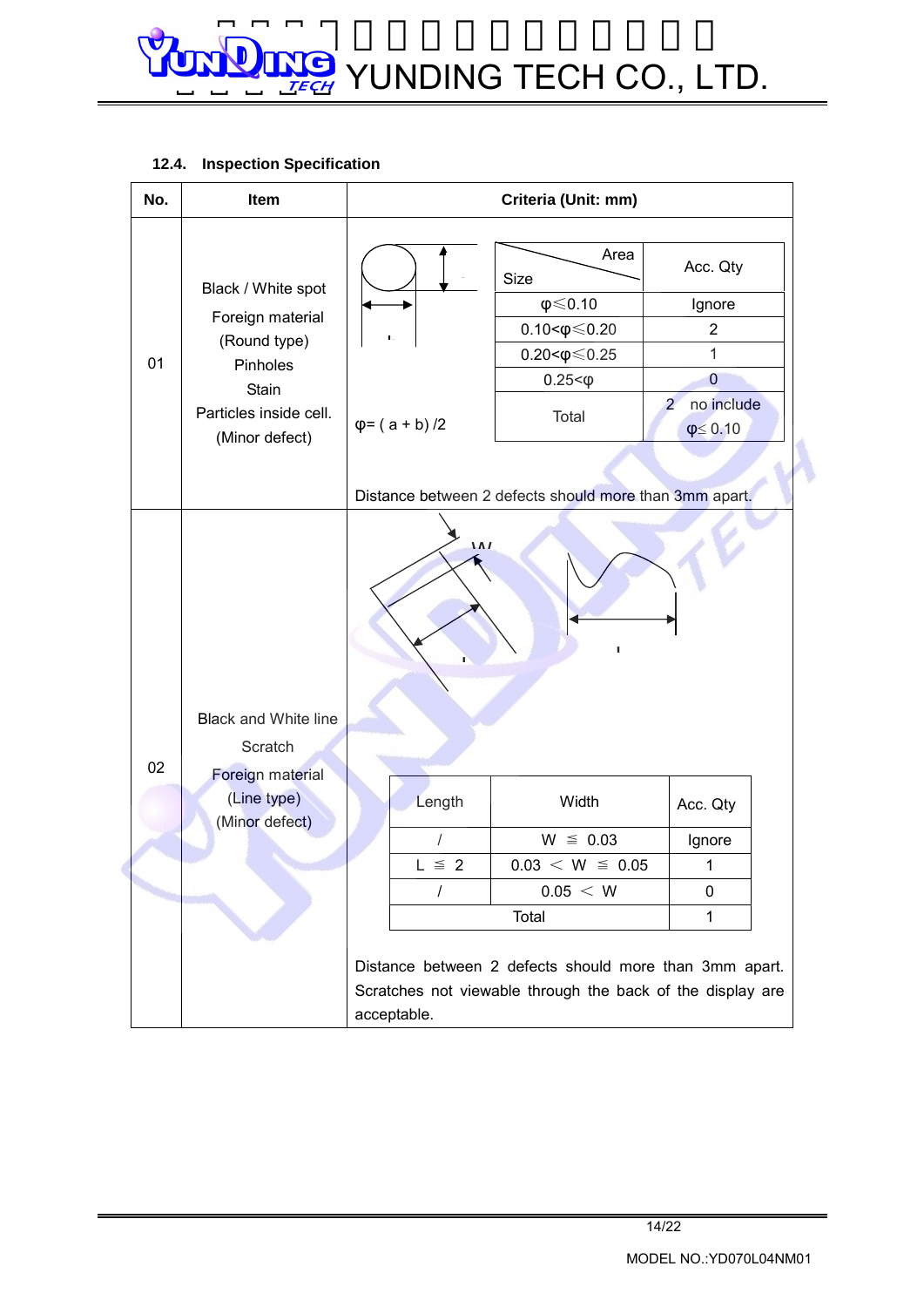### 12.4. Inspection Specification

| No. | Item | Criteria (Unit: mm) |
|---|---|---|
| 01 | Black / White spot<br>Foreign material<br>(Round type)<br>Pinholes<br>Stain<br>Particles inside cell.<br>(Minor defect) | φ= ( a + b) /2<br><br>Size \ Area: Acc. Qty<br>φ≤0.10: Ignore<br>0.10<φ≤0.20: 2<br>0.20<φ≤0.25: 1<br>0.25<φ: 0<br>Total: 2 no include φ≤ 0.10<br><br>Distance between 2 defects should more than 3mm apart. |
| 02 | Black and White line<br>Scratch<br>Foreign material<br>(Line type)<br>(Minor defect) | W<br><br>Length / Width / Acc. Qty:<br>/ ; W ≦ 0.03 ; Ignore<br>L ≦ 2 ; 0.03 ＜ W ≦ 0.05 ; 1<br>/ ; 0.05 ＜ W ; 0<br>Total ; 1<br><br>Distance between 2 defects should more than 3mm apart.<br>Scratches not viewable through the back of the display are acceptable. |

**01 – Round type defects**

φ= ( a + b) /2

| Size \ Area | Acc. Qty |
|---|---|
| φ≤0.10 | Ignore |
| 0.10<φ≤0.20 | 2 |
| 0.20<φ≤0.25 | 1 |
| 0.25<φ | 0 |
| Total | 2 no include φ≤ 0.10 |

Distance between 2 defects should more than 3mm apart.

**02 – Line type defects**

| Length | Width | Acc. Qty |
|---|---|---|
| / | W ≦ 0.03 | Ignore |
| L ≦ 2 | 0.03 ＜ W ≦ 0.05 | 1 |
| / | 0.05 ＜ W | 0 |
| Total | | 1 |

Distance between 2 defects should more than 3mm apart.
Scratches not viewable through the back of the display are acceptable.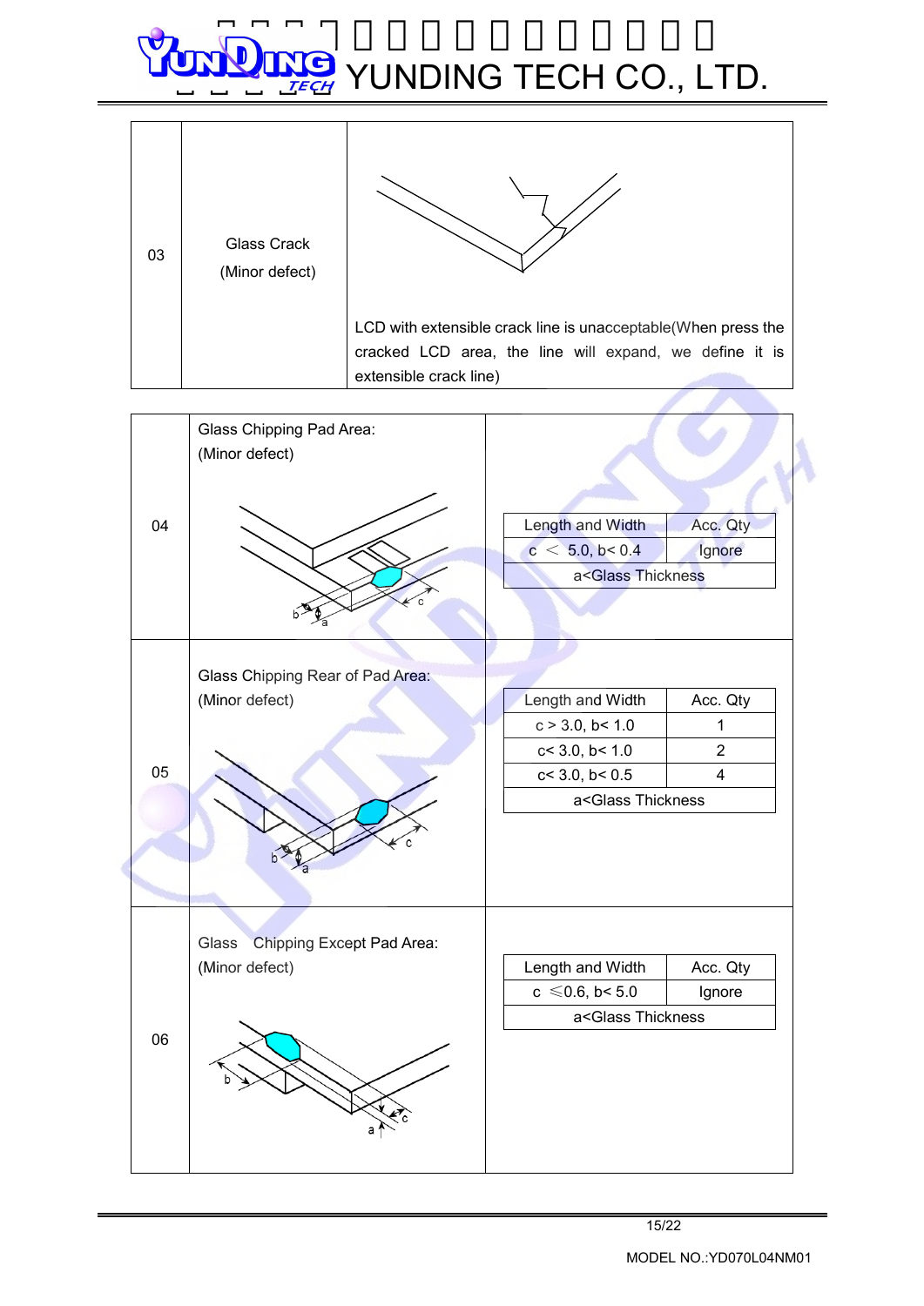| | | |
|---|---|---|
| 03 | Glass Crack<br>(Minor defect) | LCD with extensible crack line is unacceptable(When press the cracked LCD area, the line will expand, we define it is extensible crack line) |

| | | |
|---|---|---|
| 04 | Glass Chipping Pad Area:<br>(Minor defect) | Length and Width: c ＜ 5.0, b< 0.4 — Acc. Qty: Ignore<br>a<Glass Thickness |
| 05 | Glass Chipping Rear of Pad Area:<br>(Minor defect) | Length and Width: c > 3.0, b< 1.0 — Acc. Qty: 1<br>Length and Width: c< 3.0, b< 1.0 — Acc. Qty: 2<br>Length and Width: c< 3.0, b< 0.5 — Acc. Qty: 4<br>a<Glass Thickness |
| 06 | Glass Chipping Except Pad Area:<br>(Minor defect) | Length and Width: c ≤0.6, b< 5.0 — Acc. Qty: Ignore<br>a<Glass Thickness |

**04 – Glass Chipping Pad Area:**

| Length and Width | Acc. Qty |
|---|---|
| c ＜ 5.0, b< 0.4 | Ignore |
| a<Glass Thickness | |

**05 – Glass Chipping Rear of Pad Area:**

| Length and Width | Acc. Qty |
|---|---|
| c > 3.0, b< 1.0 | 1 |
| c< 3.0, b< 1.0 | 2 |
| c< 3.0, b< 0.5 | 4 |
| a<Glass Thickness | |

**06 – Glass Chipping Except Pad Area:**

| Length and Width | Acc. Qty |
|---|---|
| c ≤0.6, b< 5.0 | Ignore |
| a<Glass Thickness | |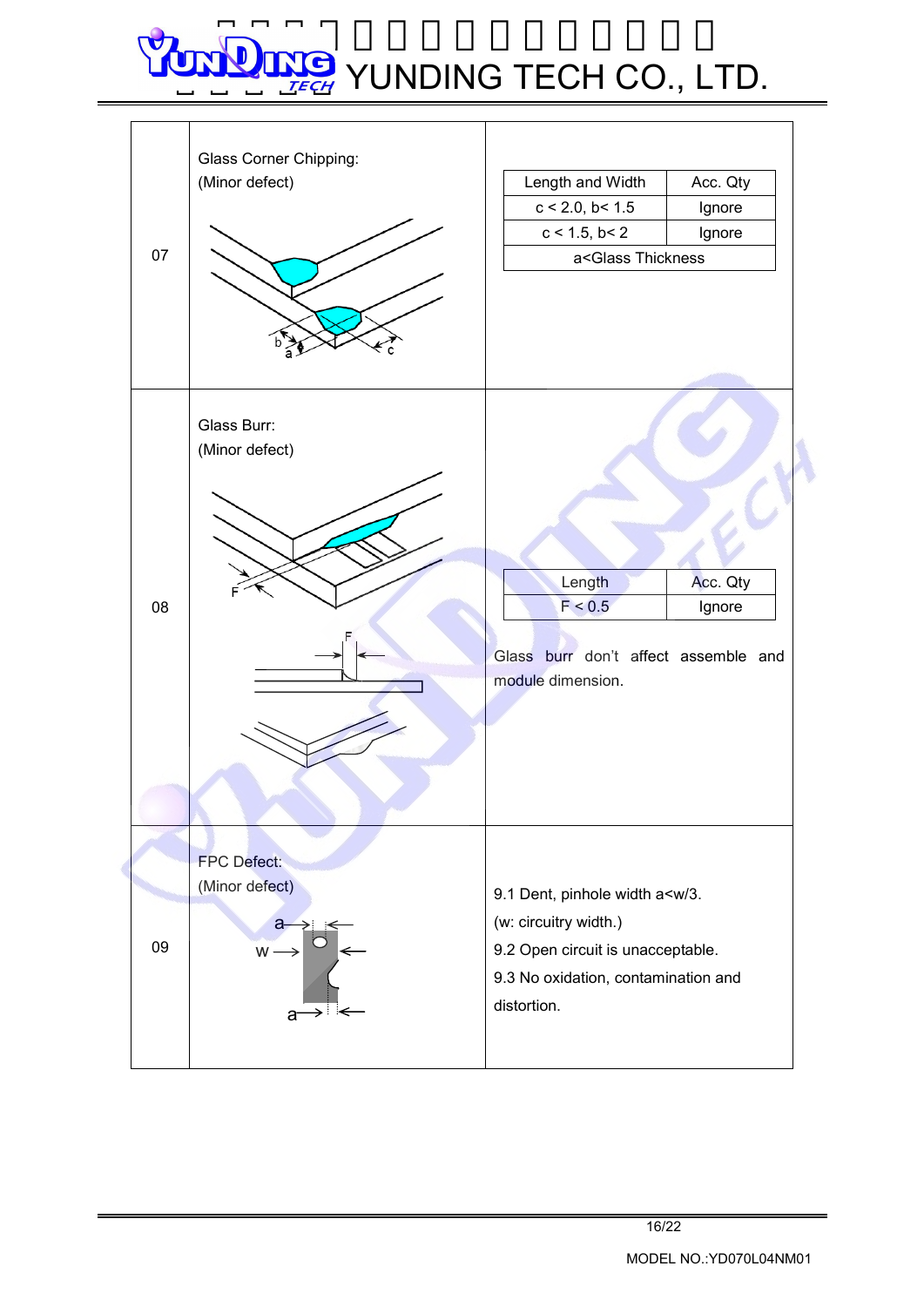| No. | Item | Criteria |
|---|---|---|
| 07 | Glass Corner Chipping:<br>(Minor defect) | Length and Width / Acc. Qty:<br>c < 2.0, b< 1.5 — Ignore<br>c < 1.5, b< 2 — Ignore<br>a<Glass Thickness |
| 08 | Glass Burr:<br>(Minor defect) | Length / Acc. Qty:<br>F < 0.5 — Ignore<br><br>Glass burr don't affect assemble and module dimension. |
| 09 | FPC Defect:<br>(Minor defect) | 9.1 Dent, pinhole width a<w/3.<br>(w: circuitry width.)<br>9.2 Open circuit is unacceptable.<br>9.3 No oxidation, contamination and distortion. |

MODEL NO.:YD070L04NM01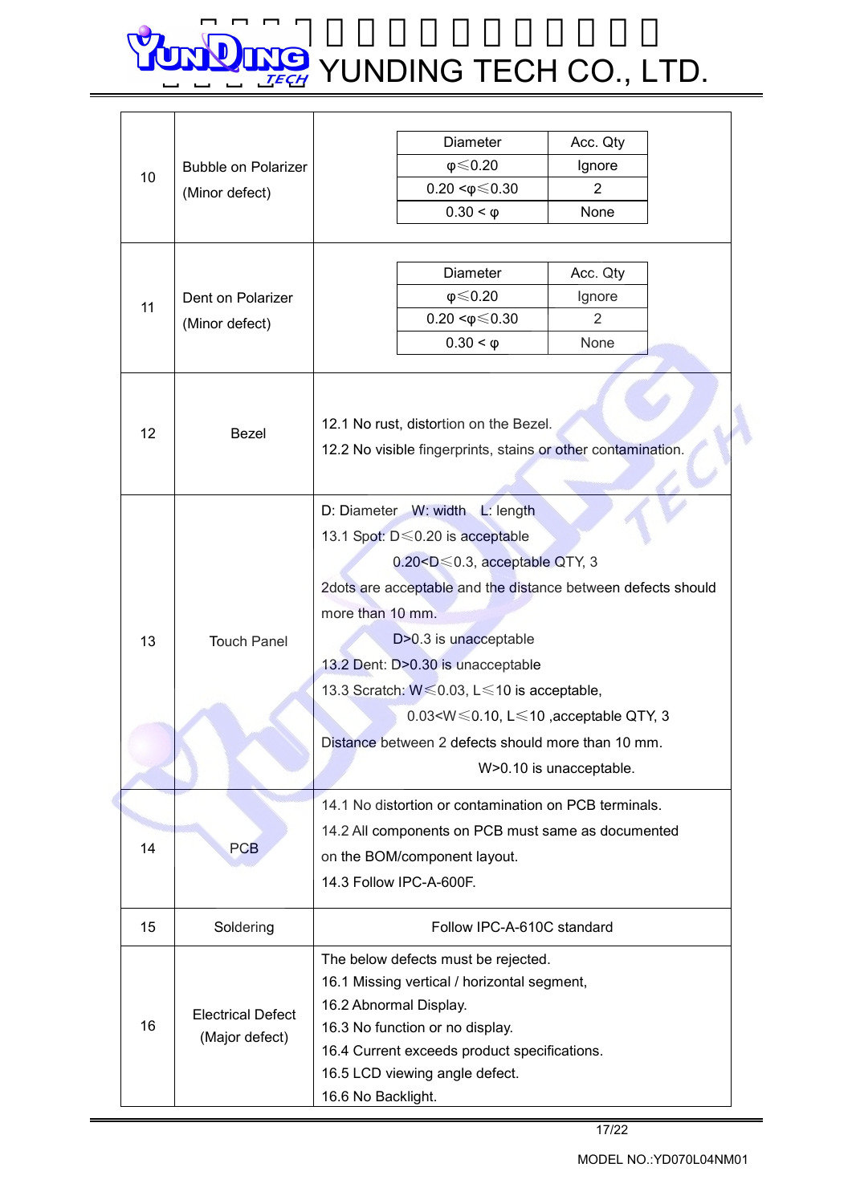| 10 | Bubble on Polarizer (Minor defect) | <table><tr><th>Diameter</th><th>Acc. Qty</th></tr><tr><td>φ≤0.20</td><td>Ignore</td></tr><tr><td>0.20 <φ≤0.30</td><td>2</td></tr><tr><td>0.30 < φ</td><td>None</td></tr></table> |
|---|---|---|
| 11 | Dent on Polarizer (Minor defect) | <table><tr><th>Diameter</th><th>Acc. Qty</th></tr><tr><td>φ≤0.20</td><td>Ignore</td></tr><tr><td>0.20 <φ≤0.30</td><td>2</td></tr><tr><td>0.30 < φ</td><td>None</td></tr></table> |
| 12 | Bezel | 12.1 No rust, distortion on the Bezel.<br>12.2 No visible fingerprints, stains or other contamination. |
| 13 | Touch Panel | D: Diameter W: width L: length<br>13.1 Spot: D≤0.20 is acceptable<br>0.20<D≤0.3, acceptable QTY, 3<br>2dots are acceptable and the distance between defects should more than 10 mm.<br>D>0.3 is unacceptable<br>13.2 Dent: D>0.30 is unacceptable<br>13.3 Scratch: W≤0.03, L≤10 is acceptable,<br>0.03<W≤0.10, L≤10 ,acceptable QTY, 3<br>Distance between 2 defects should more than 10 mm.<br>W>0.10 is unacceptable. |
| 14 | PCB | 14.1 No distortion or contamination on PCB terminals.<br>14.2 All components on PCB must same as documented on the BOM/component layout.<br>14.3 Follow IPC-A-600F. |
| 15 | Soldering | Follow IPC-A-610C standard |
| 16 | Electrical Defect (Major defect) | The below defects must be rejected.<br>16.1 Missing vertical / horizontal segment,<br>16.2 Abnormal Display.<br>16.3 No function or no display.<br>16.4 Current exceeds product specifications.<br>16.5 LCD viewing angle defect.<br>16.6 No Backlight. |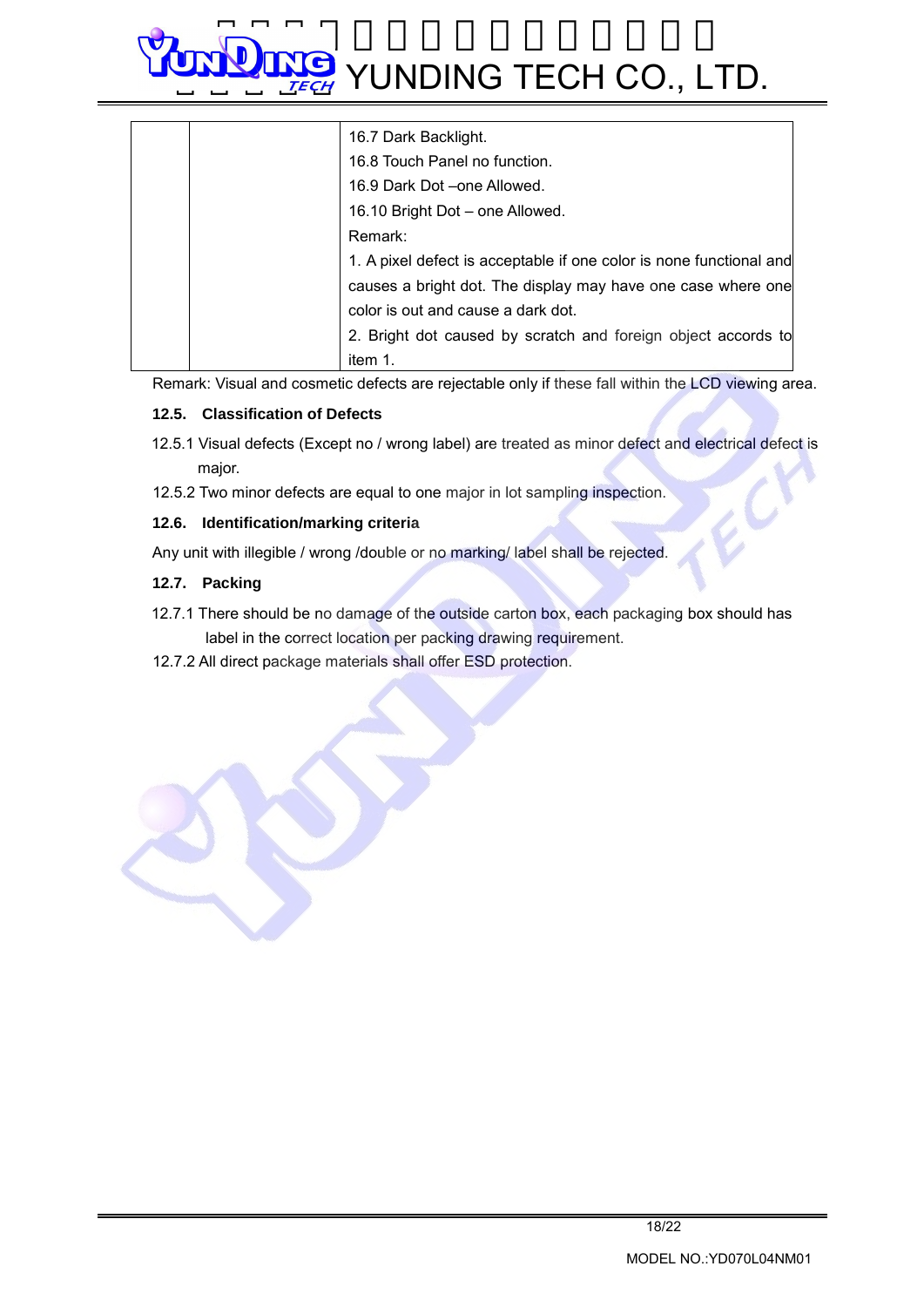|  |  | 16.7 Dark Backlight.<br>16.8 Touch Panel no function.<br>16.9 Dark Dot –one Allowed.<br>16.10 Bright Dot – one Allowed.<br>Remark:<br>1. A pixel defect is acceptable if one color is none functional and causes a bright dot. The display may have one case where one color is out and cause a dark dot.<br>2. Bright dot caused by scratch and foreign object accords to item 1. |
|---|---|---|

Remark: Visual and cosmetic defects are rejectable only if these fall within the LCD viewing area.

**12.5. Classification of Defects**

12.5.1 Visual defects (Except no / wrong label) are treated as minor defect and electrical defect is major.

12.5.2 Two minor defects are equal to one major in lot sampling inspection.

**12.6. Identification/marking criteria**

Any unit with illegible / wrong /double or no marking/ label shall be rejected.

**12.7. Packing**

12.7.1 There should be no damage of the outside carton box, each packaging box should has label in the correct location per packing drawing requirement.

12.7.2 All direct package materials shall offer ESD protection.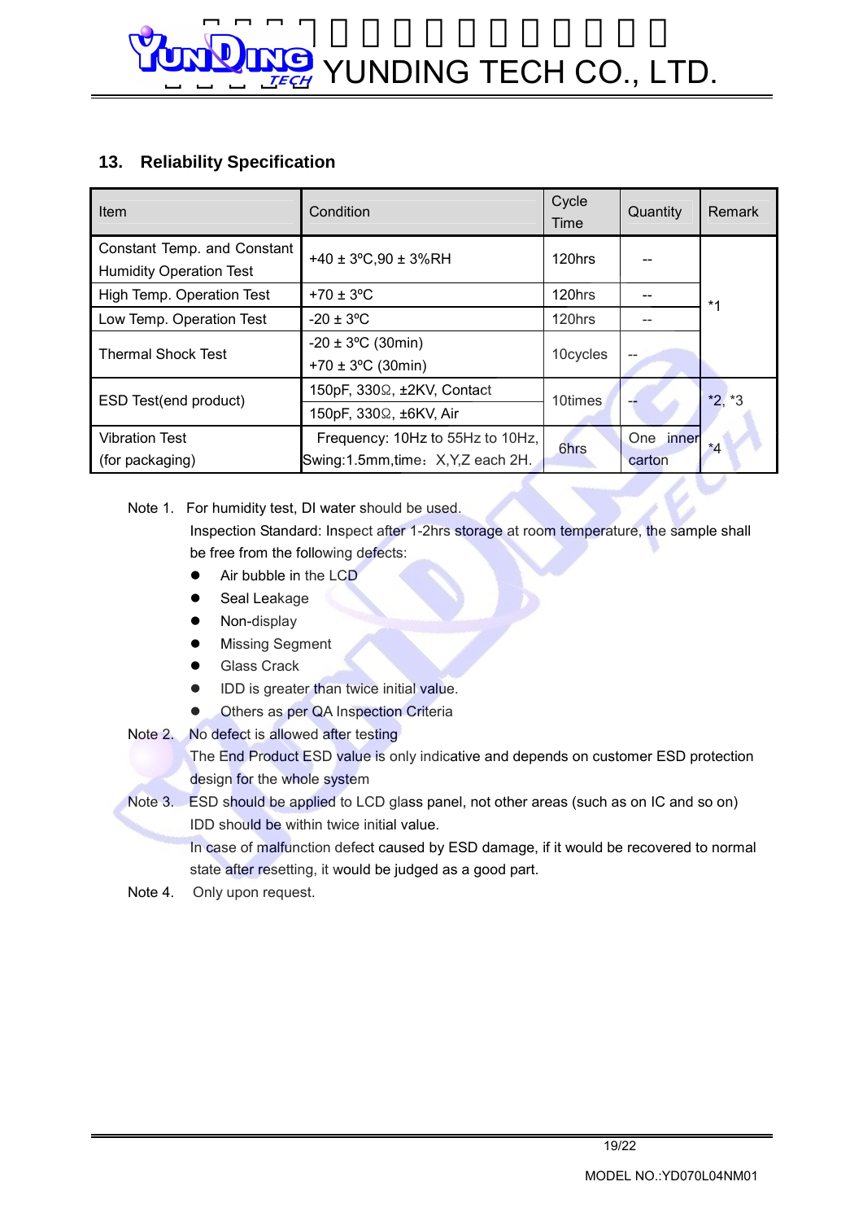## 13. Reliability Specification

| Item | Condition | Cycle Time | Quantity | Remark |
|---|---|---|---|---|
| Constant Temp. and Constant Humidity Operation Test | +40 ± 3ºC,90 ± 3%RH | 120hrs | -- | *1 |
| High Temp. Operation Test | +70 ± 3ºC | 120hrs | -- | |
| Low Temp. Operation Test | -20 ± 3ºC | 120hrs | -- | |
| Thermal Shock Test | -20 ± 3ºC (30min)<br>+70 ± 3ºC (30min) | 10cycles | -- | |
| ESD Test(end product) | 150pF, 330Ω, ±2KV, Contact<br>150pF, 330Ω, ±6KV, Air | 10times | -- | *2, *3 |
| Vibration Test<br>(for packaging) | Frequency: 10Hz to 55Hz to 10Hz, Swing:1.5mm,time：X,Y,Z each 2H. | 6hrs | One inner carton | *4 |

Note 1. For humidity test, DI water should be used.

Inspection Standard: Inspect after 1-2hrs storage at room temperature, the sample shall be free from the following defects:

- Air bubble in the LCD
- Seal Leakage
- Non-display
- Missing Segment
- Glass Crack
- IDD is greater than twice initial value.
- Others as per QA Inspection Criteria

Note 2. No defect is allowed after testing

The End Product ESD value is only indicative and depends on customer ESD protection design for the whole system

Note 3. ESD should be applied to LCD glass panel, not other areas (such as on IC and so on)

IDD should be within twice initial value.

In case of malfunction defect caused by ESD damage, if it would be recovered to normal state after resetting, it would be judged as a good part.

Note 4. Only upon request.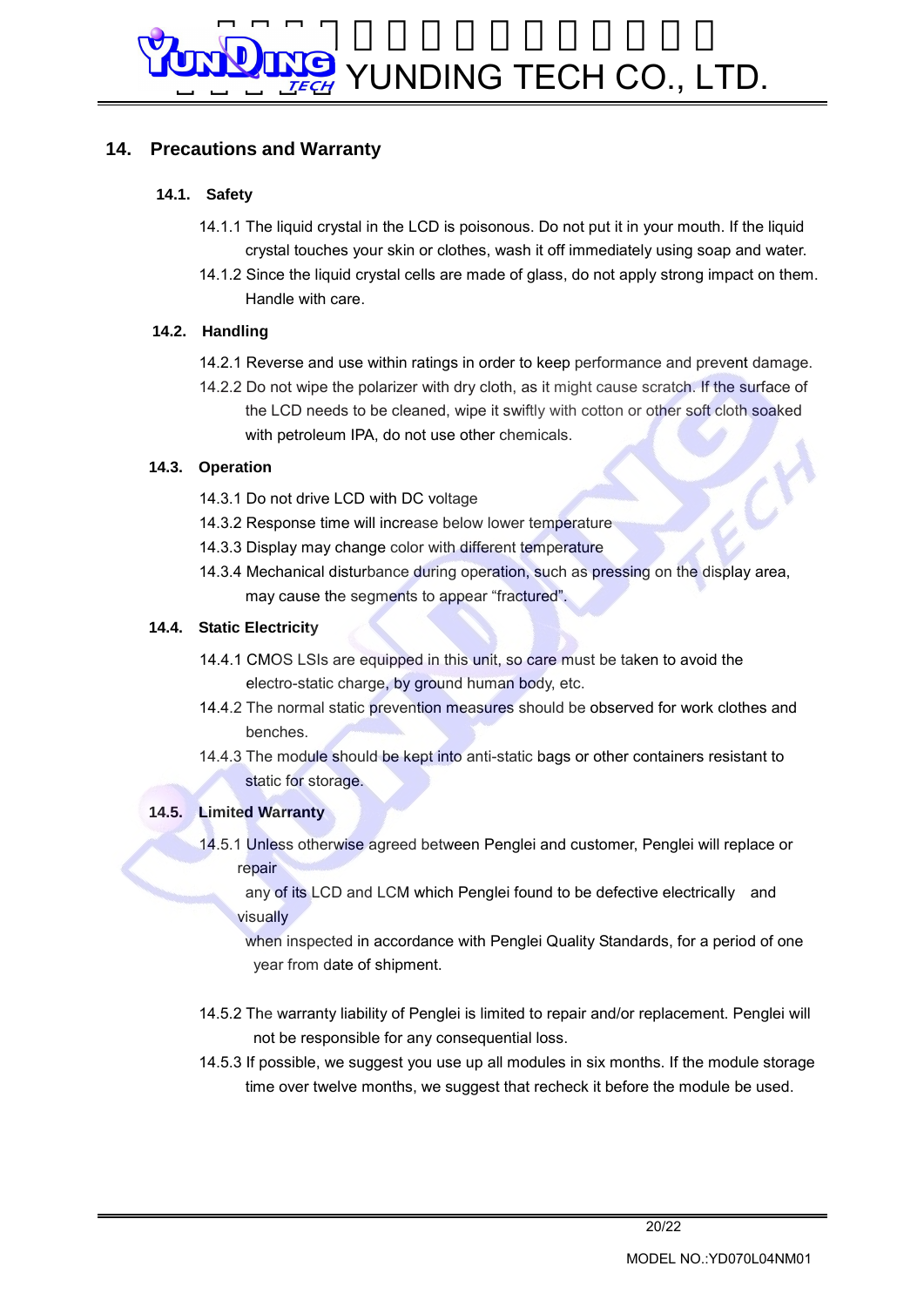## 14. Precautions and Warranty

### 14.1. Safety

14.1.1 The liquid crystal in the LCD is poisonous. Do not put it in your mouth. If the liquid crystal touches your skin or clothes, wash it off immediately using soap and water.

14.1.2 Since the liquid crystal cells are made of glass, do not apply strong impact on them. Handle with care.

### 14.2. Handling

14.2.1 Reverse and use within ratings in order to keep performance and prevent damage.

14.2.2 Do not wipe the polarizer with dry cloth, as it might cause scratch. If the surface of the LCD needs to be cleaned, wipe it swiftly with cotton or other soft cloth soaked with petroleum IPA, do not use other chemicals.

### 14.3. Operation

14.3.1 Do not drive LCD with DC voltage

14.3.2 Response time will increase below lower temperature

14.3.3 Display may change color with different temperature

14.3.4 Mechanical disturbance during operation, such as pressing on the display area, may cause the segments to appear “fractured”.

### 14.4. Static Electricity

14.4.1 CMOS LSIs are equipped in this unit, so care must be taken to avoid the electro-static charge, by ground human body, etc.

14.4.2 The normal static prevention measures should be observed for work clothes and benches.

14.4.3 The module should be kept into anti-static bags or other containers resistant to static for storage.

### 14.5. Limited Warranty

14.5.1 Unless otherwise agreed between Penglei and customer, Penglei will replace or repair any of its LCD and LCM which Penglei found to be defective electrically and visually when inspected in accordance with Penglei Quality Standards, for a period of one year from date of shipment.

14.5.2 The warranty liability of Penglei is limited to repair and/or replacement. Penglei will not be responsible for any consequential loss.

14.5.3 If possible, we suggest you use up all modules in six months. If the module storage time over twelve months, we suggest that recheck it before the module be used.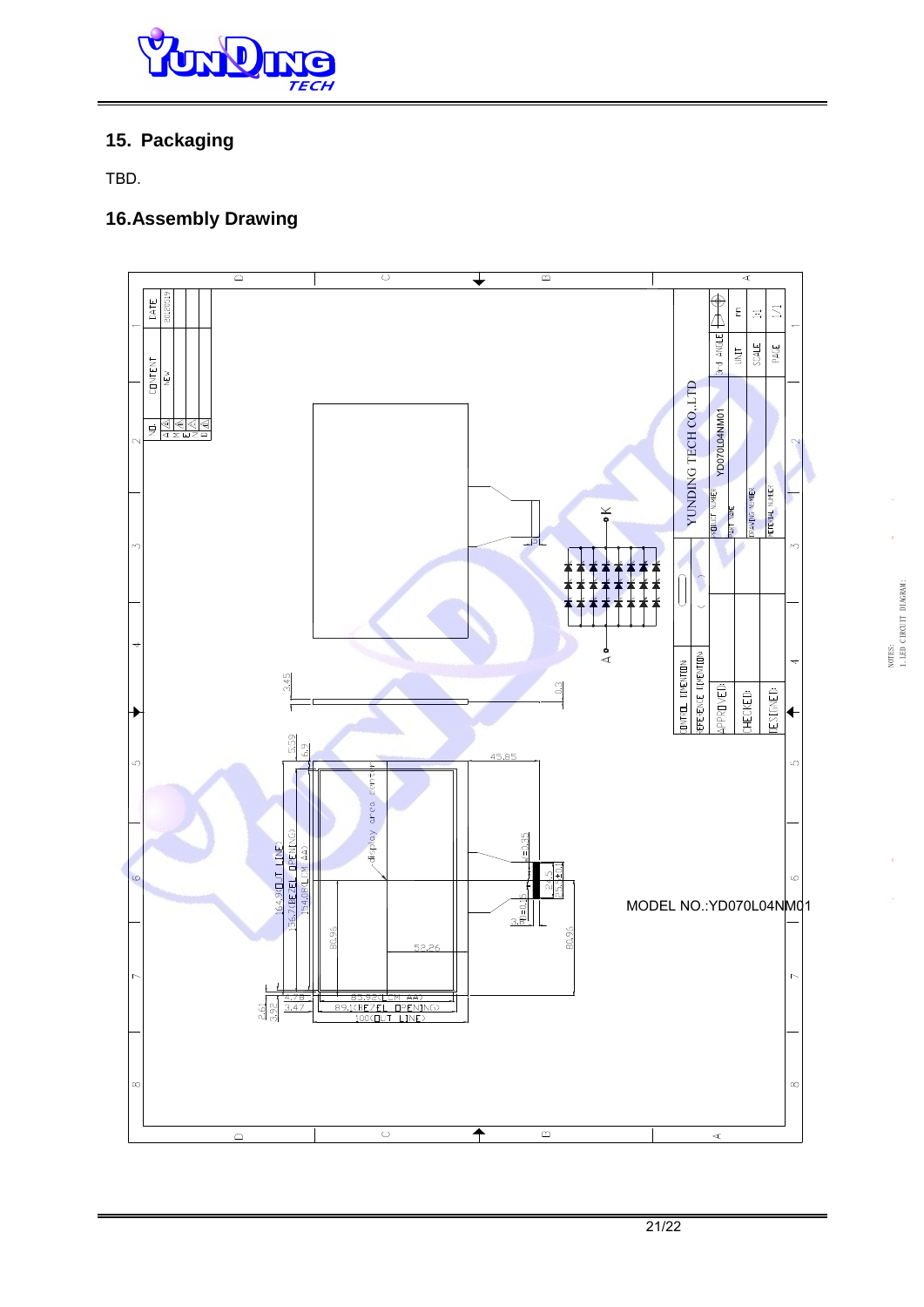## 15. Packaging

TBD.

## 16.Assembly Drawing

MODEL NO.:YD070L04NM01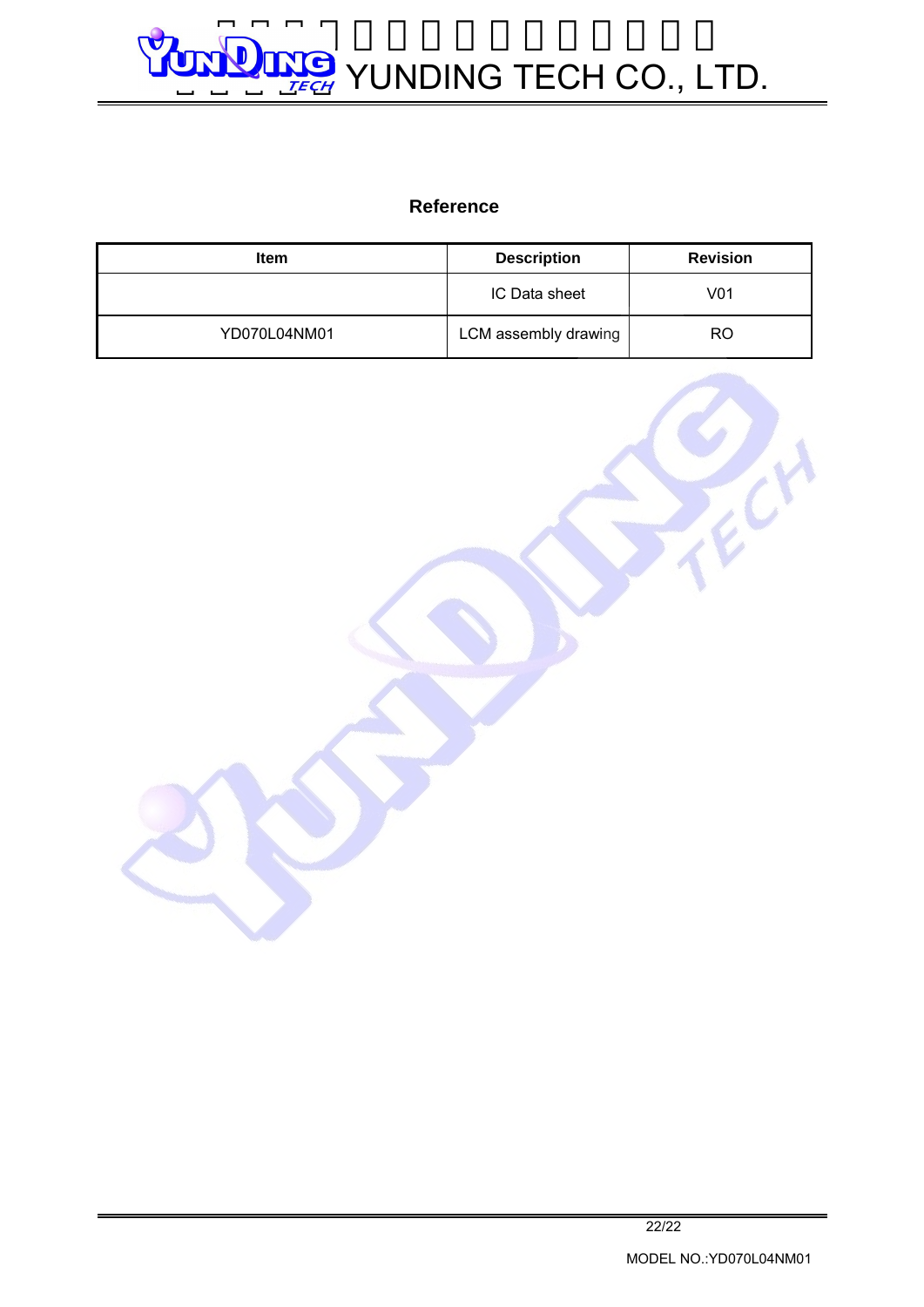## Reference

| Item | Description | Revision |
|---|---|---|
| | IC Data sheet | V01 |
| YD070L04NM01 | LCM assembly drawing | RO |